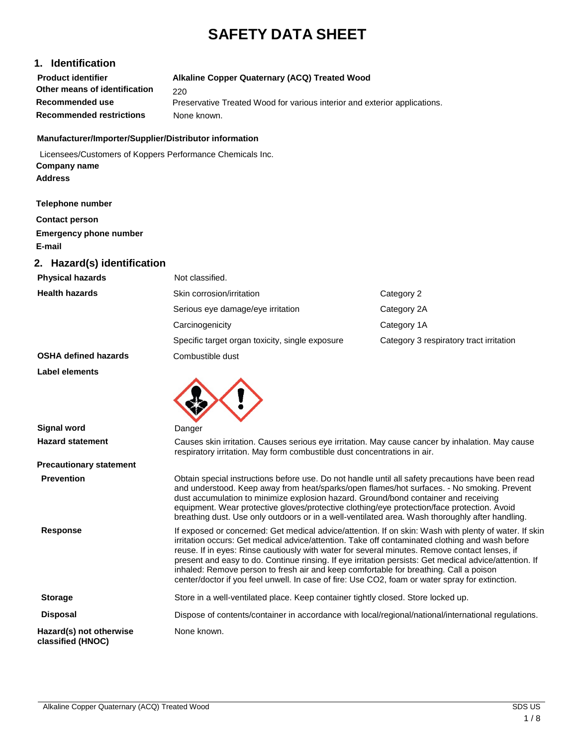# SAFETY DATA SHEET

## 1. Identification

| | |
|---|---|
| **Product identifier** | **Alkaline Copper Quaternary (ACQ) Treated Wood** |
| **Other means of identification** | 220 |
| **Recommended use** | Preservative Treated Wood for various interior and exterior applications. |
| **Recommended restrictions** | None known. |

**Manufacturer/Importer/Supplier/Distributor information**

Licensees/Customers of Koppers Performance Chemicals Inc.

**Company name**

**Address**

**Telephone number**

**Contact person**

**Emergency phone number**

**E-mail**

## 2. Hazard(s) identification

| | | |
|---|---|---|
| **Physical hazards** | Not classified. | |
| **Health hazards** | Skin corrosion/irritation | Category 2 |
| | Serious eye damage/eye irritation | Category 2A |
| | Carcinogenicity | Category 1A |
| | Specific target organ toxicity, single exposure | Category 3 respiratory tract irritation |
| **OSHA defined hazards** | Combustible dust | |

**Label elements**

**Signal word** Danger

**Hazard statement** Causes skin irritation. Causes serious eye irritation. May cause cancer by inhalation. May cause respiratory irritation. May form combustible dust concentrations in air.

**Precautionary statement**

**Prevention** Obtain special instructions before use. Do not handle until all safety precautions have been read and understood. Keep away from heat/sparks/open flames/hot surfaces. - No smoking. Prevent dust accumulation to minimize explosion hazard. Ground/bond container and receiving equipment. Wear protective gloves/protective clothing/eye protection/face protection. Avoid breathing dust. Use only outdoors or in a well-ventilated area. Wash thoroughly after handling.

**Response** If exposed or concerned: Get medical advice/attention. If on skin: Wash with plenty of water. If skin irritation occurs: Get medical advice/attention. Take off contaminated clothing and wash before reuse. If in eyes: Rinse cautiously with water for several minutes. Remove contact lenses, if present and easy to do. Continue rinsing. If eye irritation persists: Get medical advice/attention. If inhaled: Remove person to fresh air and keep comfortable for breathing. Call a poison center/doctor if you feel unwell. In case of fire: Use CO2, foam or water spray for extinction.

**Storage** Store in a well-ventilated place. Keep container tightly closed. Store locked up.

**Disposal** Dispose of contents/container in accordance with local/regional/national/international regulations.

**Hazard(s) not otherwise classified (HNOC)** None known.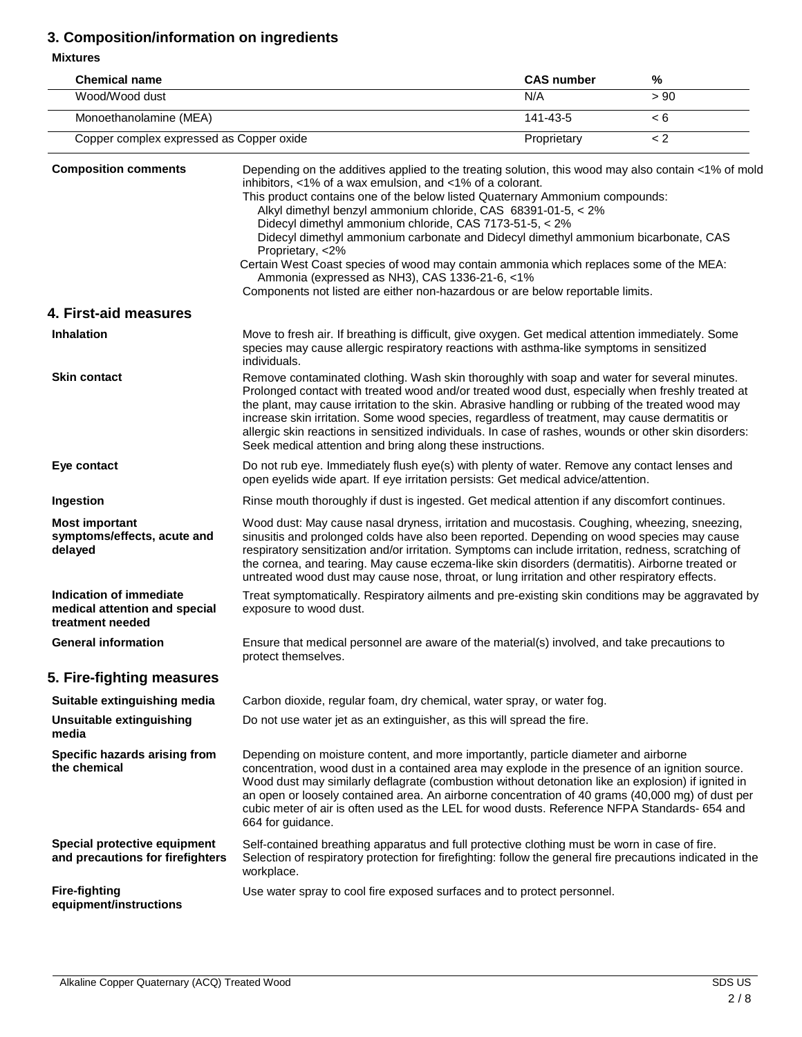## 3. Composition/information on ingredients

**Mixtures**

| Chemical name | CAS number | % |
|---|---|---|
| Wood/Wood dust | N/A | > 90 |
| Monoethanolamine (MEA) | 141-43-5 | < 6 |
| Copper complex expressed as Copper oxide | Proprietary | < 2 |

**Composition comments**

Depending on the additives applied to the treating solution, this wood may also contain <1% of mold inhibitors, <1% of a wax emulsion, and <1% of a colorant.

This product contains one of the below listed Quaternary Ammonium compounds:

- Alkyl dimethyl benzyl ammonium chloride, CAS 68391-01-5, < 2%
- Didecyl dimethyl ammonium chloride, CAS 7173-51-5, < 2%
- Didecyl dimethyl ammonium carbonate and Didecyl dimethyl ammonium bicarbonate, CAS Proprietary, <2%

Certain West Coast species of wood may contain ammonia which replaces some of the MEA:

- Ammonia (expressed as $NH_3$), CAS 1336-21-6, <1%

Components not listed are either non-hazardous or are below reportable limits.

## 4. First-aid measures

**Inhalation**

Move to fresh air. If breathing is difficult, give oxygen. Get medical attention immediately. Some species may cause allergic respiratory reactions with asthma-like symptoms in sensitized individuals.

**Skin contact**

Remove contaminated clothing. Wash skin thoroughly with soap and water for several minutes. Prolonged contact with treated wood and/or treated wood dust, especially when freshly treated at the plant, may cause irritation to the skin. Abrasive handling or rubbing of the treated wood may increase skin irritation. Some wood species, regardless of treatment, may cause dermatitis or allergic skin reactions in sensitized individuals. In case of rashes, wounds or other skin disorders: Seek medical attention and bring along these instructions.

**Eye contact**

Do not rub eye. Immediately flush eye(s) with plenty of water. Remove any contact lenses and open eyelids wide apart. If eye irritation persists: Get medical advice/attention.

**Ingestion**

Rinse mouth thoroughly if dust is ingested. Get medical attention if any discomfort continues.

**Most important symptoms/effects, acute and delayed**

Wood dust: May cause nasal dryness, irritation and mucostasis. Coughing, wheezing, sneezing, sinusitis and prolonged colds have also been reported. Depending on wood species may cause respiratory sensitization and/or irritation. Symptoms can include irritation, redness, scratching of the cornea, and tearing. May cause eczema-like skin disorders (dermatitis). Airborne treated or untreated wood dust may cause nose, throat, or lung irritation and other respiratory effects.

**Indication of immediate medical attention and special treatment needed**

Treat symptomatically. Respiratory ailments and pre-existing skin conditions may be aggravated by exposure to wood dust.

**General information**

Ensure that medical personnel are aware of the material(s) involved, and take precautions to protect themselves.

## 5. Fire-fighting measures

**Suitable extinguishing media**

Carbon dioxide, regular foam, dry chemical, water spray, or water fog.

**Unsuitable extinguishing media**

Do not use water jet as an extinguisher, as this will spread the fire.

**Specific hazards arising from the chemical**

Depending on moisture content, and more importantly, particle diameter and airborne concentration, wood dust in a contained area may explode in the presence of an ignition source. Wood dust may similarly deflagrate (combustion without detonation like an explosion) if ignited in an open or loosely contained area. An airborne concentration of 40 grams (40,000 mg) of dust per cubic meter of air is often used as the LEL for wood dusts. Reference NFPA Standards- 654 and 664 for guidance.

**Special protective equipment and precautions for firefighters**

Self-contained breathing apparatus and full protective clothing must be worn in case of fire. Selection of respiratory protection for firefighting: follow the general fire precautions indicated in the workplace.

**Fire-fighting equipment/instructions**

Use water spray to cool fire exposed surfaces and to protect personnel.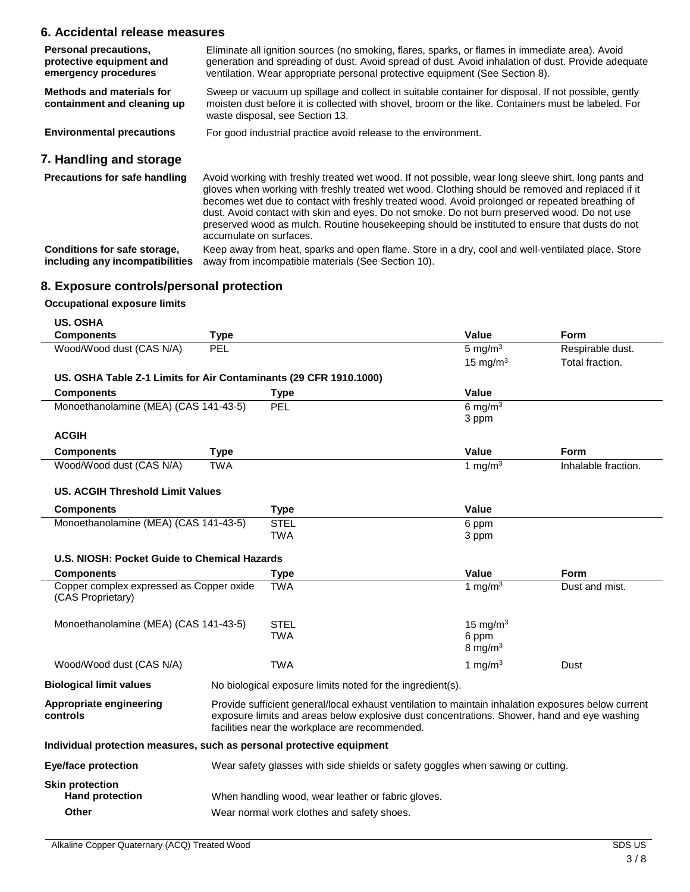## 6. Accidental release measures

**Personal precautions, protective equipment and emergency procedures**
Eliminate all ignition sources (no smoking, flares, sparks, or flames in immediate area). Avoid generation and spreading of dust. Avoid spread of dust. Avoid inhalation of dust. Provide adequate ventilation. Wear appropriate personal protective equipment (See Section 8).

**Methods and materials for containment and cleaning up**
Sweep or vacuum up spillage and collect in suitable container for disposal. If not possible, gently moisten dust before it is collected with shovel, broom or the like. Containers must be labeled. For waste disposal, see Section 13.

**Environmental precautions**
For good industrial practice avoid release to the environment.

## 7. Handling and storage

**Precautions for safe handling**
Avoid working with freshly treated wet wood. If not possible, wear long sleeve shirt, long pants and gloves when working with freshly treated wet wood. Clothing should be removed and replaced if it becomes wet due to contact with freshly treated wood. Avoid prolonged or repeated breathing of dust. Avoid contact with skin and eyes. Do not smoke. Do not burn preserved wood. Do not use preserved wood as mulch. Routine housekeeping should be instituted to ensure that dusts do not accumulate on surfaces.

**Conditions for safe storage, including any incompatibilities**
Keep away from heat, sparks and open flame. Store in a dry, cool and well-ventilated place. Store away from incompatible materials (See Section 10).

## 8. Exposure controls/personal protection

**Occupational exposure limits**

**US. OSHA**

| Components | Type | Value | Form |
|---|---|---|---|
| Wood/Wood dust (CAS N/A) | PEL | 5 mg/m³ | Respirable dust. |
| | | 15 mg/m³ | Total fraction. |

**US. OSHA Table Z-1 Limits for Air Contaminants (29 CFR 1910.1000)**

| Components | Type | Value |
|---|---|---|
| Monoethanolamine (MEA) (CAS 141-43-5) | PEL | 6 mg/m³ |
| | | 3 ppm |

**ACGIH**

| Components | Type | Value | Form |
|---|---|---|---|
| Wood/Wood dust (CAS N/A) | TWA | 1 mg/m³ | Inhalable fraction. |

**US. ACGIH Threshold Limit Values**

| Components | Type | Value |
|---|---|---|
| Monoethanolamine (MEA) (CAS 141-43-5) | STEL | 6 ppm |
| | TWA | 3 ppm |

**U.S. NIOSH: Pocket Guide to Chemical Hazards**

| Components | Type | Value | Form |
|---|---|---|---|
| Copper complex expressed as Copper oxide (CAS Proprietary) | TWA | 1 mg/m³ | Dust and mist. |
| Monoethanolamine (MEA) (CAS 141-43-5) | STEL | 15 mg/m³ | |
| | TWA | 6 ppm | |
| | | 8 mg/m³ | |
| Wood/Wood dust (CAS N/A) | TWA | 1 mg/m³ | Dust |

**Biological limit values**
No biological exposure limits noted for the ingredient(s).

**Appropriate engineering controls**
Provide sufficient general/local exhaust ventilation to maintain inhalation exposures below current exposure limits and areas below explosive dust concentrations. Shower, hand and eye washing facilities near the workplace are recommended.

**Individual protection measures, such as personal protective equipment**

**Eye/face protection**
Wear safety glasses with side shields or safety goggles when sawing or cutting.

**Skin protection**

**Hand protection**
When handling wood, wear leather or fabric gloves.

**Other**
Wear normal work clothes and safety shoes.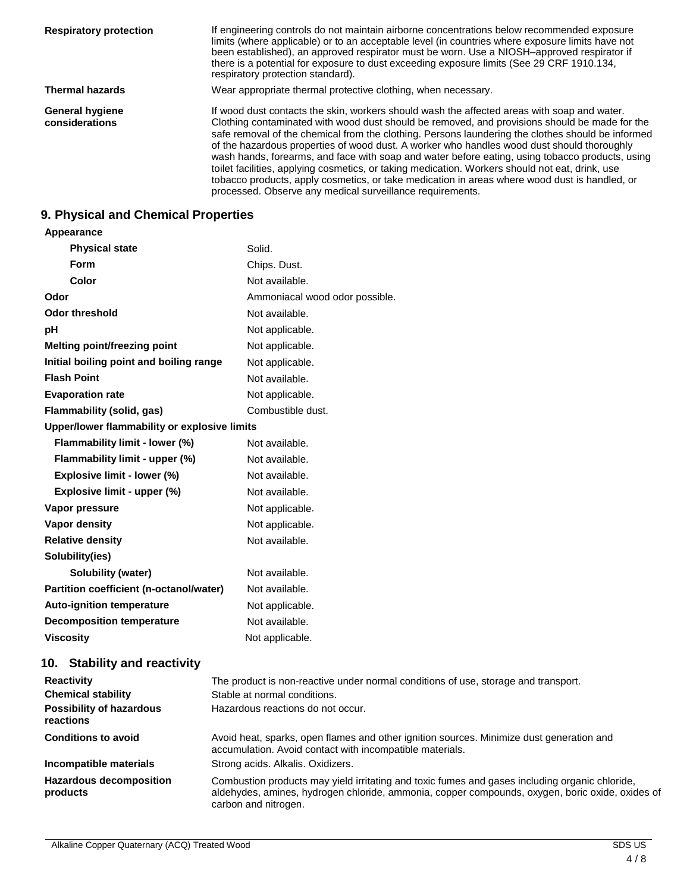| | |
|---|---|
| **Respiratory protection** | If engineering controls do not maintain airborne concentrations below recommended exposure limits (where applicable) or to an acceptable level (in countries where exposure limits have not been established), an approved respirator must be worn. Use a NIOSH–approved respirator if there is a potential for exposure to dust exceeding exposure limits (See 29 CRF 1910.134, respiratory protection standard). |
| **Thermal hazards** | Wear appropriate thermal protective clothing, when necessary. |
| **General hygiene considerations** | If wood dust contacts the skin, workers should wash the affected areas with soap and water. Clothing contaminated with wood dust should be removed, and provisions should be made for the safe removal of the chemical from the clothing. Persons laundering the clothes should be informed of the hazardous properties of wood dust. A worker who handles wood dust should thoroughly wash hands, forearms, and face with soap and water before eating, using tobacco products, using toilet facilities, applying cosmetics, or taking medication. Workers should not eat, drink, use tobacco products, apply cosmetics, or take medication in areas where wood dust is handled, or processed. Observe any medical surveillance requirements. |

## 9. Physical and Chemical Properties

| | |
|---|---|
| **Appearance** | |
| **Physical state** | Solid. |
| **Form** | Chips. Dust. |
| **Color** | Not available. |
| **Odor** | Ammoniacal wood odor possible. |
| **Odor threshold** | Not available. |
| **pH** | Not applicable. |
| **Melting point/freezing point** | Not applicable. |
| **Initial boiling point and boiling range** | Not applicable. |
| **Flash Point** | Not available. |
| **Evaporation rate** | Not applicable. |
| **Flammability (solid, gas)** | Combustible dust. |
| **Upper/lower flammability or explosive limits** | |
| **Flammability limit - lower (%)** | Not available. |
| **Flammability limit - upper (%)** | Not available. |
| **Explosive limit - lower (%)** | Not available. |
| **Explosive limit - upper (%)** | Not available. |
| **Vapor pressure** | Not applicable. |
| **Vapor density** | Not applicable. |
| **Relative density** | Not available. |
| **Solubility(ies)** | |
| **Solubility (water)** | Not available. |
| **Partition coefficient (n-octanol/water)** | Not available. |
| **Auto-ignition temperature** | Not applicable. |
| **Decomposition temperature** | Not available. |
| **Viscosity** | Not applicable. |

## 10. Stability and reactivity

| | |
|---|---|
| **Reactivity** | The product is non-reactive under normal conditions of use, storage and transport. |
| **Chemical stability** | Stable at normal conditions. |
| **Possibility of hazardous reactions** | Hazardous reactions do not occur. |
| **Conditions to avoid** | Avoid heat, sparks, open flames and other ignition sources. Minimize dust generation and accumulation. Avoid contact with incompatible materials. |
| **Incompatible materials** | Strong acids. Alkalis. Oxidizers. |
| **Hazardous decomposition products** | Combustion products may yield irritating and toxic fumes and gases including organic chloride, aldehydes, amines, hydrogen chloride, ammonia, copper compounds, oxygen, boric oxide, oxides of carbon and nitrogen. |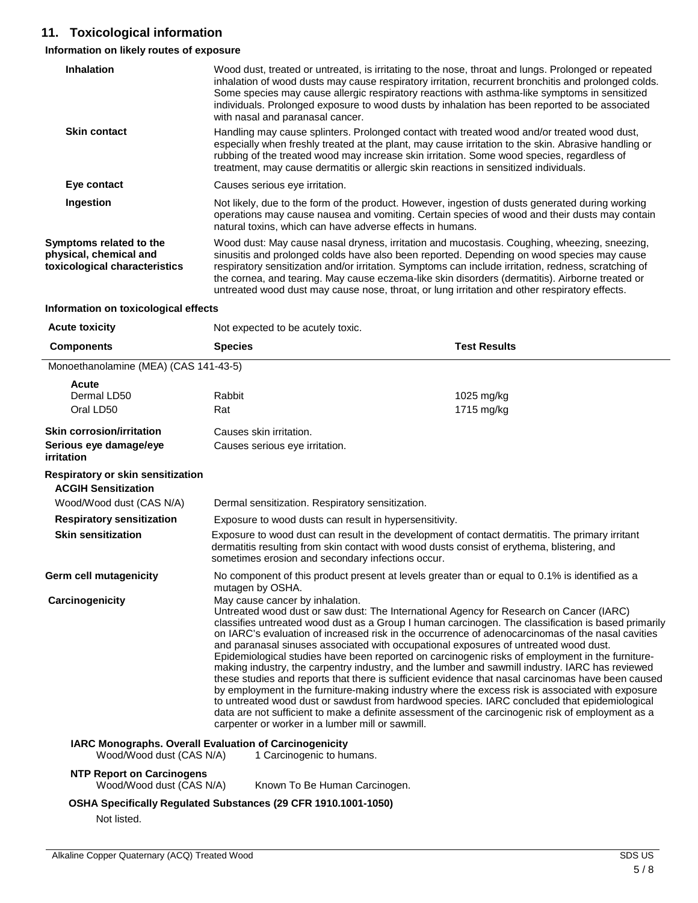## 11. Toxicological information

### Information on likely routes of exposure

**Inhalation**

Wood dust, treated or untreated, is irritating to the nose, throat and lungs. Prolonged or repeated inhalation of wood dusts may cause respiratory irritation, recurrent bronchitis and prolonged colds. Some species may cause allergic respiratory reactions with asthma-like symptoms in sensitized individuals. Prolonged exposure to wood dusts by inhalation has been reported to be associated with nasal and paranasal cancer.

**Skin contact**

Handling may cause splinters. Prolonged contact with treated wood and/or treated wood dust, especially when freshly treated at the plant, may cause irritation to the skin. Abrasive handling or rubbing of the treated wood may increase skin irritation. Some wood species, regardless of treatment, may cause dermatitis or allergic skin reactions in sensitized individuals.

**Eye contact**

Causes serious eye irritation.

**Ingestion**

Not likely, due to the form of the product. However, ingestion of dusts generated during working operations may cause nausea and vomiting. Certain species of wood and their dusts may contain natural toxins, which can have adverse effects in humans.

**Symptoms related to the physical, chemical and toxicological characteristics**

Wood dust: May cause nasal dryness, irritation and mucostasis. Coughing, wheezing, sneezing, sinusitis and prolonged colds have also been reported. Depending on wood species may cause respiratory sensitization and/or irritation. Symptoms can include irritation, redness, scratching of the cornea, and tearing. May cause eczema-like skin disorders (dermatitis). Airborne treated or untreated wood dust may cause nose, throat, or lung irritation and other respiratory effects.

### Information on toxicological effects

**Acute toxicity**

Not expected to be acutely toxic.

| Components | Species | Test Results |
|---|---|---|
| Monoethanolamine (MEA) (CAS 141-43-5) | | |
| **Acute** | | |
| Dermal LD50 | Rabbit | 1025 mg/kg |
| Oral LD50 | Rat | 1715 mg/kg |

**Skin corrosion/irritation**

Causes skin irritation.

**Serious eye damage/eye irritation**

Causes serious eye irritation.

**Respiratory or skin sensitization**

**ACGIH Sensitization**

Wood/Wood dust (CAS N/A) — Dermal sensitization. Respiratory sensitization.

**Respiratory sensitization**

Exposure to wood dusts can result in hypersensitivity.

**Skin sensitization**

Exposure to wood dust can result in the development of contact dermatitis. The primary irritant dermatitis resulting from skin contact with wood dusts consist of erythema, blistering, and sometimes erosion and secondary infections occur.

**Germ cell mutagenicity**

No component of this product present at levels greater than or equal to 0.1% is identified as a mutagen by OSHA.

**Carcinogenicity**

May cause cancer by inhalation.
Untreated wood dust or saw dust: The International Agency for Research on Cancer (IARC) classifies untreated wood dust as a Group I human carcinogen. The classification is based primarily on IARC's evaluation of increased risk in the occurrence of adenocarcinomas of the nasal cavities and paranasal sinuses associated with occupational exposures of untreated wood dust. Epidemiological studies have been reported on carcinogenic risks of employment in the furniture-making industry, the carpentry industry, and the lumber and sawmill industry. IARC has reviewed these studies and reports that there is sufficient evidence that nasal carcinomas have been caused by employment in the furniture-making industry where the excess risk is associated with exposure to untreated wood dust or sawdust from hardwood species. IARC concluded that epidemiological data are not sufficient to make a definite assessment of the carcinogenic risk of employment as a carpenter or worker in a lumber mill or sawmill.

**IARC Monographs. Overall Evaluation of Carcinogenicity**

Wood/Wood dust (CAS N/A) — 1 Carcinogenic to humans.

**NTP Report on Carcinogens**

Wood/Wood dust (CAS N/A) — Known To Be Human Carcinogen.

**OSHA Specifically Regulated Substances (29 CFR 1910.1001-1050)**

Not listed.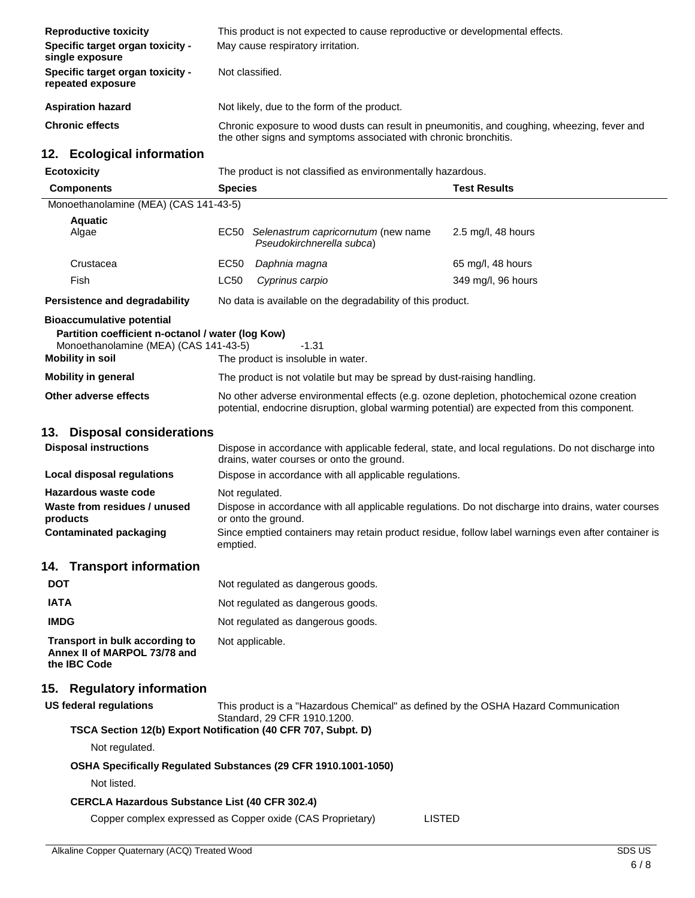**Reproductive toxicity** This product is not expected to cause reproductive or developmental effects.

**Specific target organ toxicity - single exposure** May cause respiratory irritation.

**Specific target organ toxicity - repeated exposure** Not classified.

**Aspiration hazard** Not likely, due to the form of the product.

**Chronic effects** Chronic exposure to wood dusts can result in pneumonitis, and coughing, wheezing, fever and the other signs and symptoms associated with chronic bronchitis.

## 12. Ecological information

**Ecotoxicity** The product is not classified as environmentally hazardous.

| Components | | Species | Test Results |
|---|---|---|---|
| Monoethanolamine (MEA) (CAS 141-43-5) | | | |
| **Aquatic** | | | |
| Algae | EC50 | *Selenastrum capricornutum* (new name *Pseudokirchnerella subca*) | 2.5 mg/l, 48 hours |
| Crustacea | EC50 | *Daphnia magna* | 65 mg/l, 48 hours |
| Fish | LC50 | *Cyprinus carpio* | 349 mg/l, 96 hours |

**Persistence and degradability** No data is available on the degradability of this product.

**Bioaccumulative potential**

**Partition coefficient n-octanol / water (log Kow)**

Monoethanolamine (MEA) (CAS 141-43-5) -1.31

**Mobility in soil** The product is insoluble in water.

**Mobility in general** The product is not volatile but may be spread by dust-raising handling.

**Other adverse effects** No other adverse environmental effects (e.g. ozone depletion, photochemical ozone creation potential, endocrine disruption, global warming potential) are expected from this component.

## 13. Disposal considerations

**Disposal instructions** Dispose in accordance with applicable federal, state, and local regulations. Do not discharge into drains, water courses or onto the ground.

**Local disposal regulations** Dispose in accordance with all applicable regulations.

**Hazardous waste code** Not regulated.

**Waste from residues / unused products** Dispose in accordance with all applicable regulations. Do not discharge into drains, water courses or onto the ground.

**Contaminated packaging** Since emptied containers may retain product residue, follow label warnings even after container is emptied.

## 14. Transport information

**DOT** Not regulated as dangerous goods.

**IATA** Not regulated as dangerous goods.

**IMDG** Not regulated as dangerous goods.

**Transport in bulk according to Annex II of MARPOL 73/78 and the IBC Code** Not applicable.

## 15. Regulatory information

**US federal regulations** This product is a "Hazardous Chemical" as defined by the OSHA Hazard Communication Standard, 29 CFR 1910.1200.

**TSCA Section 12(b) Export Notification (40 CFR 707, Subpt. D)**

Not regulated.

**OSHA Specifically Regulated Substances (29 CFR 1910.1001-1050)**

Not listed.

**CERCLA Hazardous Substance List (40 CFR 302.4)**

Copper complex expressed as Copper oxide (CAS Proprietary) LISTED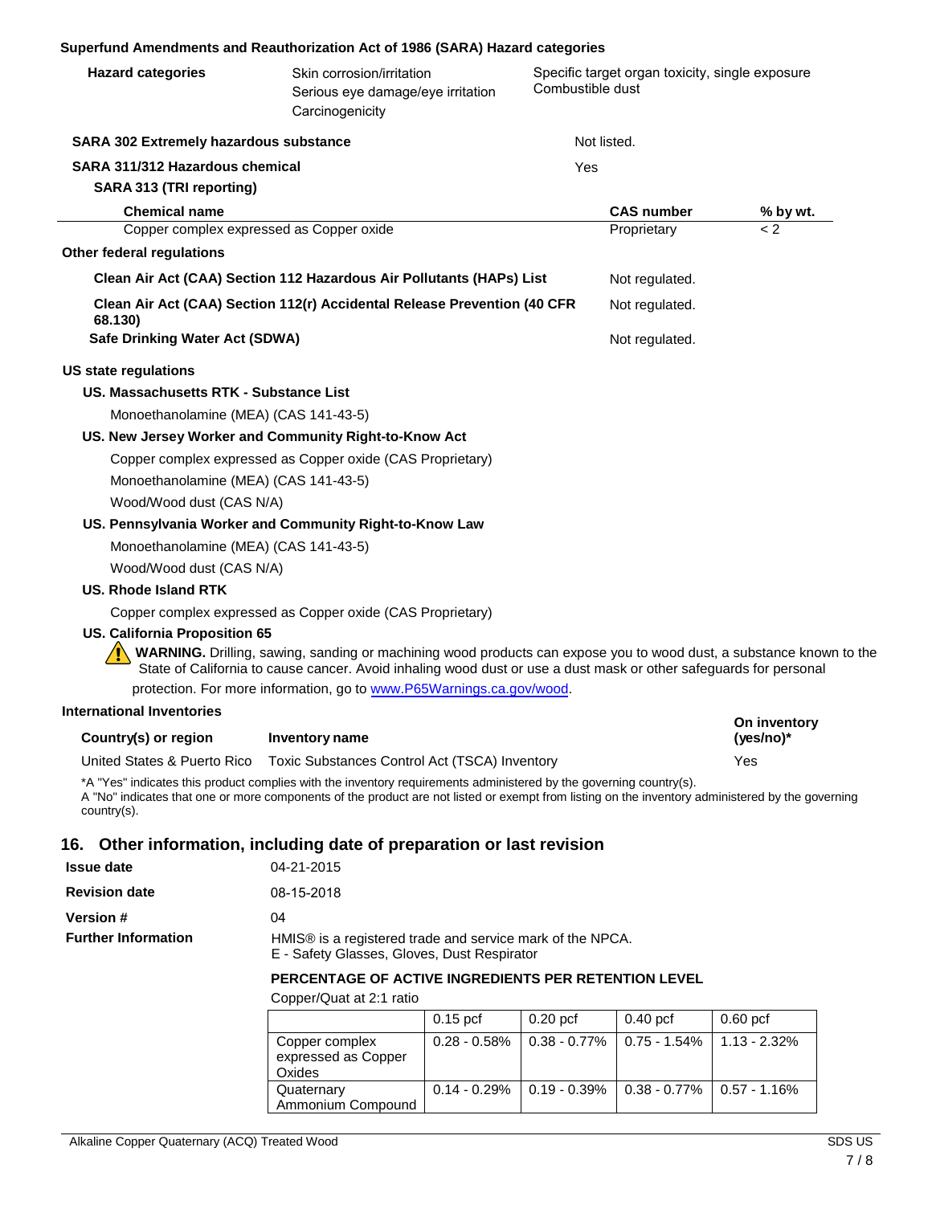**Superfund Amendments and Reauthorization Act of 1986 (SARA) Hazard categories**

| | | |
|---|---|---|
| **Hazard categories** | Skin corrosion/irritation<br>Serious eye damage/eye irritation<br>Carcinogenicity | Specific target organ toxicity, single exposure<br>Combustible dust |

**SARA 302 Extremely hazardous substance** Not listed.

**SARA 311/312 Hazardous chemical** Yes

**SARA 313 (TRI reporting)**

| Chemical name | CAS number | % by wt. |
|---|---|---|
| Copper complex expressed as Copper oxide | Proprietary | < 2 |

**Other federal regulations**

**Clean Air Act (CAA) Section 112 Hazardous Air Pollutants (HAPs) List** Not regulated.

**Clean Air Act (CAA) Section 112(r) Accidental Release Prevention (40 CFR 68.130)** Not regulated.

**Safe Drinking Water Act (SDWA)** Not regulated.

**US state regulations**

**US. Massachusetts RTK - Substance List**

Monoethanolamine (MEA) (CAS 141-43-5)

**US. New Jersey Worker and Community Right-to-Know Act**

Copper complex expressed as Copper oxide (CAS Proprietary)
Monoethanolamine (MEA) (CAS 141-43-5)
Wood/Wood dust (CAS N/A)

**US. Pennsylvania Worker and Community Right-to-Know Law**

Monoethanolamine (MEA) (CAS 141-43-5)
Wood/Wood dust (CAS N/A)

**US. Rhode Island RTK**

Copper complex expressed as Copper oxide (CAS Proprietary)

**US. California Proposition 65**

**WARNING.** Drilling, sawing, sanding or machining wood products can expose you to wood dust, a substance known to the State of California to cause cancer. Avoid inhaling wood dust or use a dust mask or other safeguards for personal protection. For more information, go to www.P65Warnings.ca.gov/wood.

**International Inventories**

| Country(s) or region | Inventory name | On inventory (yes/no)* |
|---|---|---|
| United States & Puerto Rico | Toxic Substances Control Act (TSCA) Inventory | Yes |

*A "Yes" indicates this product complies with the inventory requirements administered by the governing country(s).
A "No" indicates that one or more components of the product are not listed or exempt from listing on the inventory administered by the governing country(s).

## 16. Other information, including date of preparation or last revision

**Issue date** 04-21-2015

**Revision date** 08-15-2018

**Version #** 04

**Further Information** HMIS® is a registered trade and service mark of the NPCA.
E - Safety Glasses, Gloves, Dust Respirator

**PERCENTAGE OF ACTIVE INGREDIENTS PER RETENTION LEVEL**

Copper/Quat at 2:1 ratio

| | 0.15 pcf | 0.20 pcf | 0.40 pcf | 0.60 pcf |
|---|---|---|---|---|
| Copper complex expressed as Copper Oxides | 0.28 - 0.58% | 0.38 - 0.77% | 0.75 - 1.54% | 1.13 - 2.32% |
| Quaternary Ammonium Compound | 0.14 - 0.29% | 0.19 - 0.39% | 0.38 - 0.77% | 0.57 - 1.16% |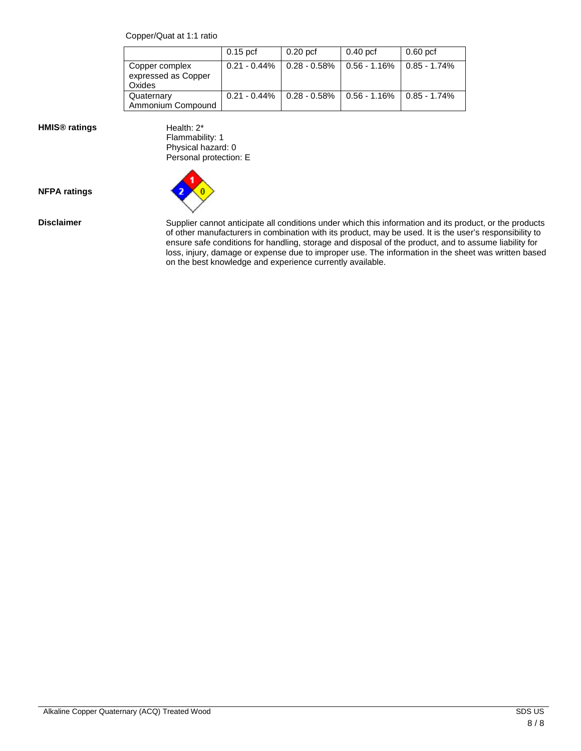Copper/Quat at 1:1 ratio

| | 0.15 pcf | 0.20 pcf | 0.40 pcf | 0.60 pcf |
|---|---|---|---|---|
| Copper complex expressed as Copper Oxides | 0.21 - 0.44% | 0.28 - 0.58% | 0.56 - 1.16% | 0.85 - 1.74% |
| Quaternary Ammonium Compound | 0.21 - 0.44% | 0.28 - 0.58% | 0.56 - 1.16% | 0.85 - 1.74% |

**HMIS® ratings**

Health: 2*
Flammability: 1
Physical hazard: 0
Personal protection: E

**NFPA ratings**

1
2
0

**Disclaimer**

Supplier cannot anticipate all conditions under which this information and its product, or the products of other manufacturers in combination with its product, may be used. It is the user's responsibility to ensure safe conditions for handling, storage and disposal of the product, and to assume liability for loss, injury, damage or expense due to improper use. The information in the sheet was written based on the best knowledge and experience currently available.